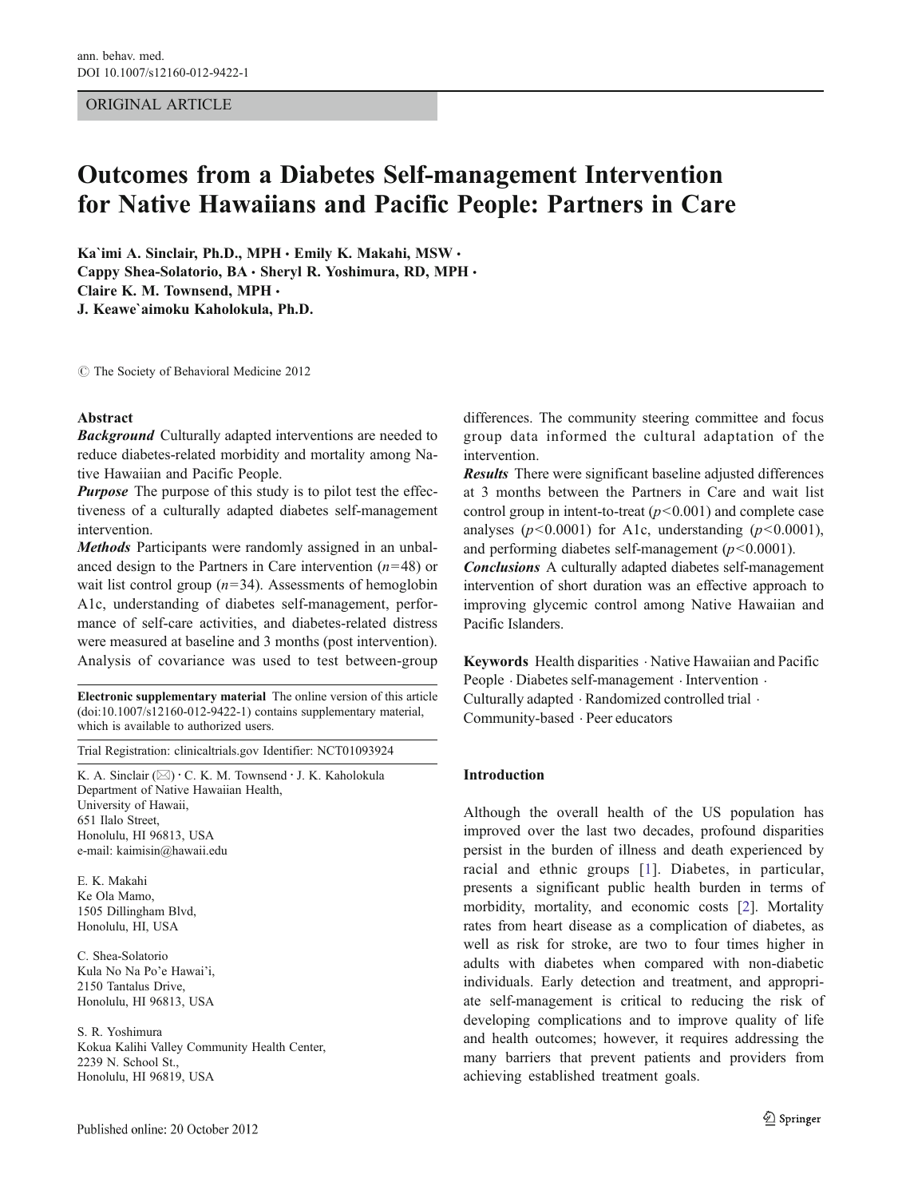ORIGINAL ARTICLE

# Outcomes from a Diabetes Self-management Intervention for Native Hawaiians and Pacific People: Partners in Care

**Ka`imi A. Sinclair, Ph.D., MPH · Emily K. Makahi, MSW · Cappy Shea-Solatorio, BA · Sheryl R. Yoshimura, RD, MPH · Claire K. M. Townsend, MPH · J. Keawe`aimoku Kaholokula, Ph.D.**

© The Society of Behavioral Medicine 2012

## Abstract

***Background*** Culturally adapted interventions are needed to reduce diabetes-related morbidity and mortality among Native Hawaiian and Pacific People.

***Purpose*** The purpose of this study is to pilot test the effectiveness of a culturally adapted diabetes self-management intervention.

***Methods*** Participants were randomly assigned in an unbalanced design to the Partners in Care intervention ($n=48$) or wait list control group ($n=34$). Assessments of hemoglobin A1c, understanding of diabetes self-management, performance of self-care activities, and diabetes-related distress were measured at baseline and 3 months (post intervention). Analysis of covariance was used to test between-group differences. The community steering committee and focus group data informed the cultural adaptation of the intervention.

***Results*** There were significant baseline adjusted differences at 3 months between the Partners in Care and wait list control group in intent-to-treat ($p<0.001$) and complete case analyses ($p<0.0001$) for A1c, understanding ($p<0.0001$), and performing diabetes self-management ($p<0.0001$).

***Conclusions*** A culturally adapted diabetes self-management intervention of short duration was an effective approach to improving glycemic control among Native Hawaiian and Pacific Islanders.

**Keywords** Health disparities · Native Hawaiian and Pacific People · Diabetes self-management · Intervention · Culturally adapted · Randomized controlled trial · Community-based · Peer educators

**Electronic supplementary material** The online version of this article (doi:10.1007/s12160-012-9422-1) contains supplementary material, which is available to authorized users.

Trial Registration: clinicaltrials.gov Identifier: NCT01093924

K. A. Sinclair (✉) · C. K. M. Townsend · J. K. Kaholokula
Department of Native Hawaiian Health,
University of Hawaii,
651 Ilalo Street,
Honolulu, HI 96813, USA
e-mail: kaimisin@hawaii.edu

E. K. Makahi
Ke Ola Mamo,
1505 Dillingham Blvd,
Honolulu, HI, USA

C. Shea-Solatorio
Kula No Na Po'e Hawai'i,
2150 Tantalus Drive,
Honolulu, HI 96813, USA

S. R. Yoshimura
Kokua Kalihi Valley Community Health Center,
2239 N. School St.,
Honolulu, HI 96819, USA

## Introduction

Although the overall health of the US population has improved over the last two decades, profound disparities persist in the burden of illness and death experienced by racial and ethnic groups [1]. Diabetes, in particular, presents a significant public health burden in terms of morbidity, mortality, and economic costs [2]. Mortality rates from heart disease as a complication of diabetes, as well as risk for stroke, are two to four times higher in adults with diabetes when compared with non-diabetic individuals. Early detection and treatment, and appropriate self-management is critical to reducing the risk of developing complications and to improve quality of life and health outcomes; however, it requires addressing the many barriers that prevent patients and providers from achieving established treatment goals.

Published online: 20 October 2012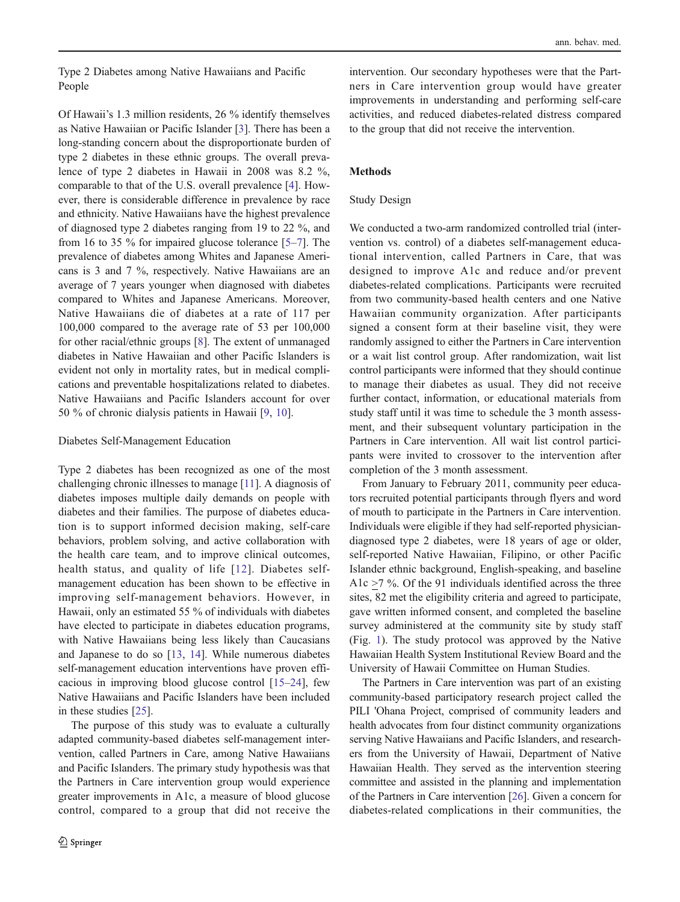### Type 2 Diabetes among Native Hawaiians and Pacific People

Of Hawaii's 1.3 million residents, 26 % identify themselves as Native Hawaiian or Pacific Islander [3]. There has been a long-standing concern about the disproportionate burden of type 2 diabetes in these ethnic groups. The overall prevalence of type 2 diabetes in Hawaii in 2008 was 8.2 %, comparable to that of the U.S. overall prevalence [4]. However, there is considerable difference in prevalence by race and ethnicity. Native Hawaiians have the highest prevalence of diagnosed type 2 diabetes ranging from 19 to 22 %, and from 16 to 35 % for impaired glucose tolerance [5–7]. The prevalence of diabetes among Whites and Japanese Americans is 3 and 7 %, respectively. Native Hawaiians are an average of 7 years younger when diagnosed with diabetes compared to Whites and Japanese Americans. Moreover, Native Hawaiians die of diabetes at a rate of 117 per 100,000 compared to the average rate of 53 per 100,000 for other racial/ethnic groups [8]. The extent of unmanaged diabetes in Native Hawaiian and other Pacific Islanders is evident not only in mortality rates, but in medical complications and preventable hospitalizations related to diabetes. Native Hawaiians and Pacific Islanders account for over 50 % of chronic dialysis patients in Hawaii [9, 10].

### Diabetes Self-Management Education

Type 2 diabetes has been recognized as one of the most challenging chronic illnesses to manage [11]. A diagnosis of diabetes imposes multiple daily demands on people with diabetes and their families. The purpose of diabetes education is to support informed decision making, self-care behaviors, problem solving, and active collaboration with the health care team, and to improve clinical outcomes, health status, and quality of life [12]. Diabetes self-management education has been shown to be effective in improving self-management behaviors. However, in Hawaii, only an estimated 55 % of individuals with diabetes have elected to participate in diabetes education programs, with Native Hawaiians being less likely than Caucasians and Japanese to do so [13, 14]. While numerous diabetes self-management education interventions have proven efficacious in improving blood glucose control [15–24], few Native Hawaiians and Pacific Islanders have been included in these studies [25].

The purpose of this study was to evaluate a culturally adapted community-based diabetes self-management intervention, called Partners in Care, among Native Hawaiians and Pacific Islanders. The primary study hypothesis was that the Partners in Care intervention group would experience greater improvements in A1c, a measure of blood glucose control, compared to a group that did not receive the intervention. Our secondary hypotheses were that the Partners in Care intervention group would have greater improvements in understanding and performing self-care activities, and reduced diabetes-related distress compared to the group that did not receive the intervention.

## Methods

### Study Design

We conducted a two-arm randomized controlled trial (intervention vs. control) of a diabetes self-management educational intervention, called Partners in Care, that was designed to improve A1c and reduce and/or prevent diabetes-related complications. Participants were recruited from two community-based health centers and one Native Hawaiian community organization. After participants signed a consent form at their baseline visit, they were randomly assigned to either the Partners in Care intervention or a wait list control group. After randomization, wait list control participants were informed that they should continue to manage their diabetes as usual. They did not receive further contact, information, or educational materials from study staff until it was time to schedule the 3 month assessment, and their subsequent voluntary participation in the Partners in Care intervention. All wait list control participants were invited to crossover to the intervention after completion of the 3 month assessment.

From January to February 2011, community peer educators recruited potential participants through flyers and word of mouth to participate in the Partners in Care intervention. Individuals were eligible if they had self-reported physician-diagnosed type 2 diabetes, were 18 years of age or older, self-reported Native Hawaiian, Filipino, or other Pacific Islander ethnic background, English-speaking, and baseline A1c ≥7 %. Of the 91 individuals identified across the three sites, 82 met the eligibility criteria and agreed to participate, gave written informed consent, and completed the baseline survey administered at the community site by study staff (Fig. 1). The study protocol was approved by the Native Hawaiian Health System Institutional Review Board and the University of Hawaii Committee on Human Studies.

The Partners in Care intervention was part of an existing community-based participatory research project called the PILI 'Ohana Project, comprised of community leaders and health advocates from four distinct community organizations serving Native Hawaiians and Pacific Islanders, and researchers from the University of Hawaii, Department of Native Hawaiian Health. They served as the intervention steering committee and assisted in the planning and implementation of the Partners in Care intervention [26]. Given a concern for diabetes-related complications in their communities, the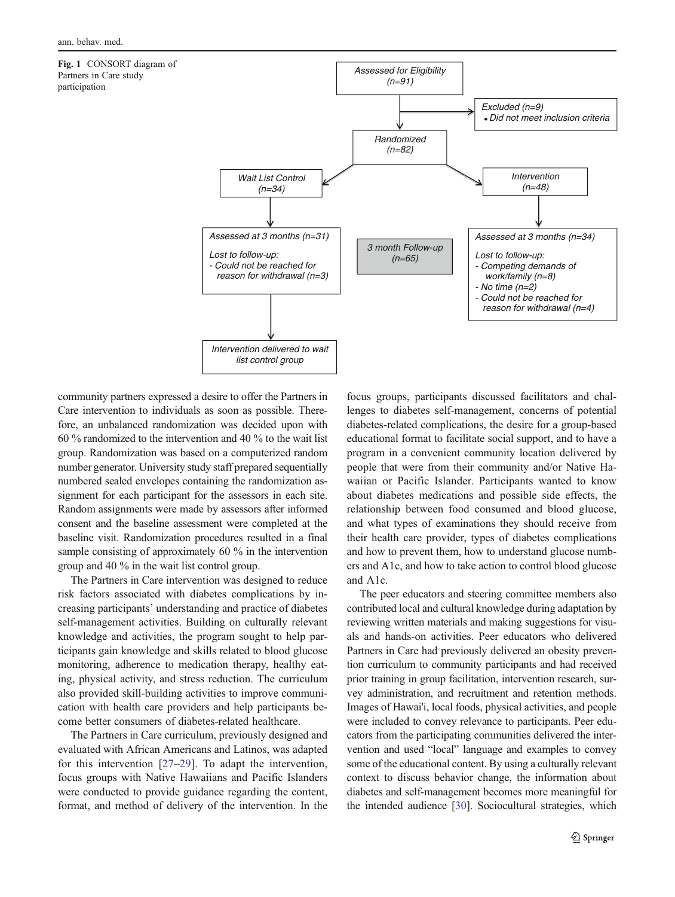**Fig. 1** CONSORT diagram of Partners in Care study participation

- Assessed for Eligibility (n=91)
- Excluded (n=9)
  - Did not meet inclusion criteria
- Randomized (n=82)
- Wait List Control (n=34)
  - Assessed at 3 months (n=31)
  - Lost to follow-up:
    - Could not be reached for reason for withdrawal (n=3)
  - Intervention delivered to wait list control group
- Intervention (n=48)
  - Assessed at 3 months (n=34)
  - Lost to follow-up:
    - Competing demands of work/family (n=8)
    - No time (n=2)
    - Could not be reached for reason for withdrawal (n=4)
- 3 month Follow-up (n=65)

community partners expressed a desire to offer the Partners in Care intervention to individuals as soon as possible. Therefore, an unbalanced randomization was decided upon with 60 % randomized to the intervention and 40 % to the wait list group. Randomization was based on a computerized random number generator. University study staff prepared sequentially numbered sealed envelopes containing the randomization assignment for each participant for the assessors in each site. Random assignments were made by assessors after informed consent and the baseline assessment were completed at the baseline visit. Randomization procedures resulted in a final sample consisting of approximately 60 % in the intervention group and 40 % in the wait list control group.

The Partners in Care intervention was designed to reduce risk factors associated with diabetes complications by increasing participants' understanding and practice of diabetes self-management activities. Building on culturally relevant knowledge and activities, the program sought to help participants gain knowledge and skills related to blood glucose monitoring, adherence to medication therapy, healthy eating, physical activity, and stress reduction. The curriculum also provided skill-building activities to improve communication with health care providers and help participants become better consumers of diabetes-related healthcare.

The Partners in Care curriculum, previously designed and evaluated with African Americans and Latinos, was adapted for this intervention [27–29]. To adapt the intervention, focus groups with Native Hawaiians and Pacific Islanders were conducted to provide guidance regarding the content, format, and method of delivery of the intervention. In the focus groups, participants discussed facilitators and challenges to diabetes self-management, concerns of potential diabetes-related complications, the desire for a group-based educational format to facilitate social support, and to have a program in a convenient community location delivered by people that were from their community and/or Native Hawaiian or Pacific Islander. Participants wanted to know about diabetes medications and possible side effects, the relationship between food consumed and blood glucose, and what types of examinations they should receive from their health care provider, types of diabetes complications and how to prevent them, how to understand glucose numbers and A1c, and how to take action to control blood glucose and A1c.

The peer educators and steering committee members also contributed local and cultural knowledge during adaptation by reviewing written materials and making suggestions for visuals and hands-on activities. Peer educators who delivered Partners in Care had previously delivered an obesity prevention curriculum to community participants and had received prior training in group facilitation, intervention research, survey administration, and recruitment and retention methods. Images of Hawai'i, local foods, physical activities, and people were included to convey relevance to participants. Peer educators from the participating communities delivered the intervention and used "local" language and examples to convey some of the educational content. By using a culturally relevant context to discuss behavior change, the information about diabetes and self-management becomes more meaningful for the intended audience [30]. Sociocultural strategies, which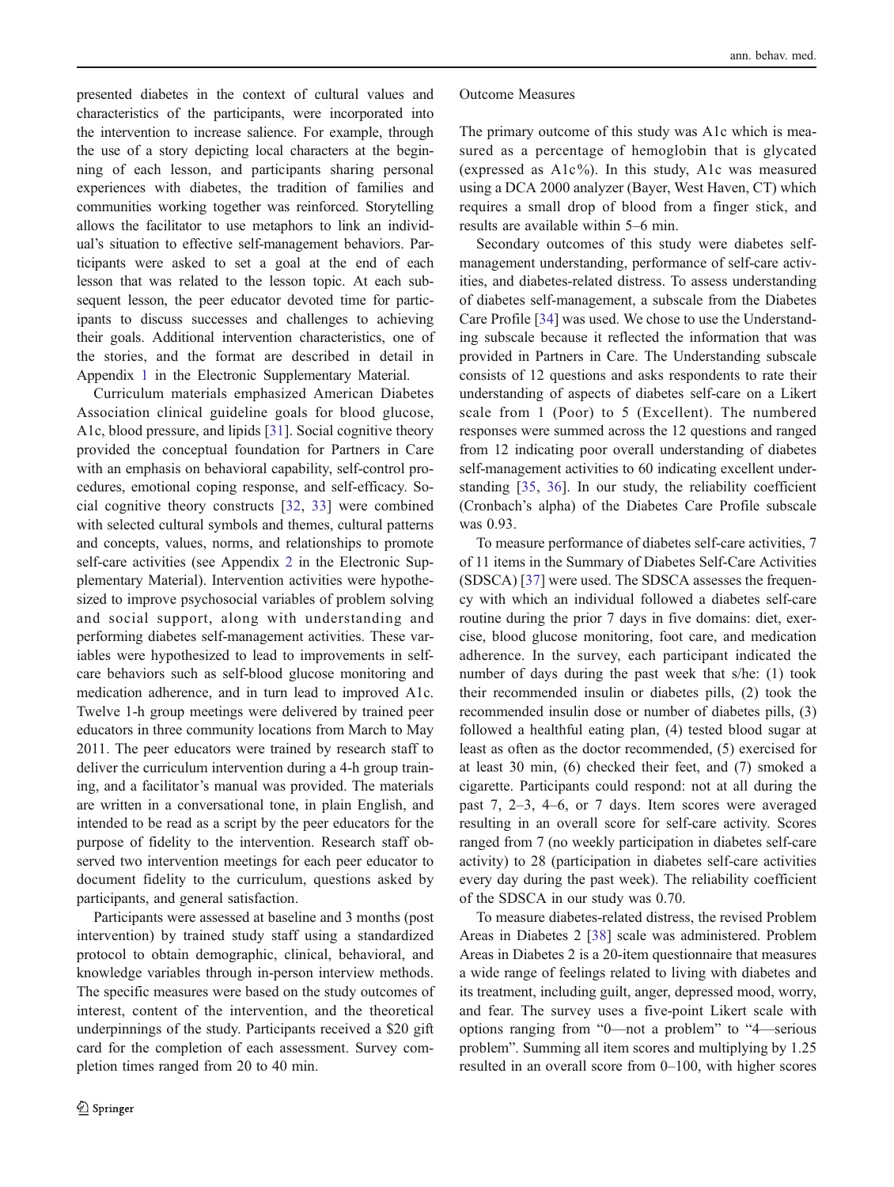presented diabetes in the context of cultural values and characteristics of the participants, were incorporated into the intervention to increase salience. For example, through the use of a story depicting local characters at the beginning of each lesson, and participants sharing personal experiences with diabetes, the tradition of families and communities working together was reinforced. Storytelling allows the facilitator to use metaphors to link an individual's situation to effective self-management behaviors. Participants were asked to set a goal at the end of each lesson that was related to the lesson topic. At each subsequent lesson, the peer educator devoted time for participants to discuss successes and challenges to achieving their goals. Additional intervention characteristics, one of the stories, and the format are described in detail in Appendix 1 in the Electronic Supplementary Material.

Curriculum materials emphasized American Diabetes Association clinical guideline goals for blood glucose, A1c, blood pressure, and lipids [31]. Social cognitive theory provided the conceptual foundation for Partners in Care with an emphasis on behavioral capability, self-control procedures, emotional coping response, and self-efficacy. Social cognitive theory constructs [32, 33] were combined with selected cultural symbols and themes, cultural patterns and concepts, values, norms, and relationships to promote self-care activities (see Appendix 2 in the Electronic Supplementary Material). Intervention activities were hypothesized to improve psychosocial variables of problem solving and social support, along with understanding and performing diabetes self-management activities. These variables were hypothesized to lead to improvements in self-care behaviors such as self-blood glucose monitoring and medication adherence, and in turn lead to improved A1c. Twelve 1-h group meetings were delivered by trained peer educators in three community locations from March to May 2011. The peer educators were trained by research staff to deliver the curriculum intervention during a 4-h group training, and a facilitator's manual was provided. The materials are written in a conversational tone, in plain English, and intended to be read as a script by the peer educators for the purpose of fidelity to the intervention. Research staff observed two intervention meetings for each peer educator to document fidelity to the curriculum, questions asked by participants, and general satisfaction.

Participants were assessed at baseline and 3 months (post intervention) by trained study staff using a standardized protocol to obtain demographic, clinical, behavioral, and knowledge variables through in-person interview methods. The specific measures were based on the study outcomes of interest, content of the intervention, and the theoretical underpinnings of the study. Participants received a $20 gift card for the completion of each assessment. Survey completion times ranged from 20 to 40 min.

## Outcome Measures

The primary outcome of this study was A1c which is measured as a percentage of hemoglobin that is glycated (expressed as A1c%). In this study, A1c was measured using a DCA 2000 analyzer (Bayer, West Haven, CT) which requires a small drop of blood from a finger stick, and results are available within 5–6 min.

Secondary outcomes of this study were diabetes self-management understanding, performance of self-care activities, and diabetes-related distress. To assess understanding of diabetes self-management, a subscale from the Diabetes Care Profile [34] was used. We chose to use the Understanding subscale because it reflected the information that was provided in Partners in Care. The Understanding subscale consists of 12 questions and asks respondents to rate their understanding of aspects of diabetes self-care on a Likert scale from 1 (Poor) to 5 (Excellent). The numbered responses were summed across the 12 questions and ranged from 12 indicating poor overall understanding of diabetes self-management activities to 60 indicating excellent understanding [35, 36]. In our study, the reliability coefficient (Cronbach's alpha) of the Diabetes Care Profile subscale was 0.93.

To measure performance of diabetes self-care activities, 7 of 11 items in the Summary of Diabetes Self-Care Activities (SDSCA) [37] were used. The SDSCA assesses the frequency with which an individual followed a diabetes self-care routine during the prior 7 days in five domains: diet, exercise, blood glucose monitoring, foot care, and medication adherence. In the survey, each participant indicated the number of days during the past week that s/he: (1) took their recommended insulin or diabetes pills, (2) took the recommended insulin dose or number of diabetes pills, (3) followed a healthful eating plan, (4) tested blood sugar at least as often as the doctor recommended, (5) exercised for at least 30 min, (6) checked their feet, and (7) smoked a cigarette. Participants could respond: not at all during the past 7, 2–3, 4–6, or 7 days. Item scores were averaged resulting in an overall score for self-care activity. Scores ranged from 7 (no weekly participation in diabetes self-care activity) to 28 (participation in diabetes self-care activities every day during the past week). The reliability coefficient of the SDSCA in our study was 0.70.

To measure diabetes-related distress, the revised Problem Areas in Diabetes 2 [38] scale was administered. Problem Areas in Diabetes 2 is a 20-item questionnaire that measures a wide range of feelings related to living with diabetes and its treatment, including guilt, anger, depressed mood, worry, and fear. The survey uses a five-point Likert scale with options ranging from "0—not a problem" to "4—serious problem". Summing all item scores and multiplying by 1.25 resulted in an overall score from 0–100, with higher scores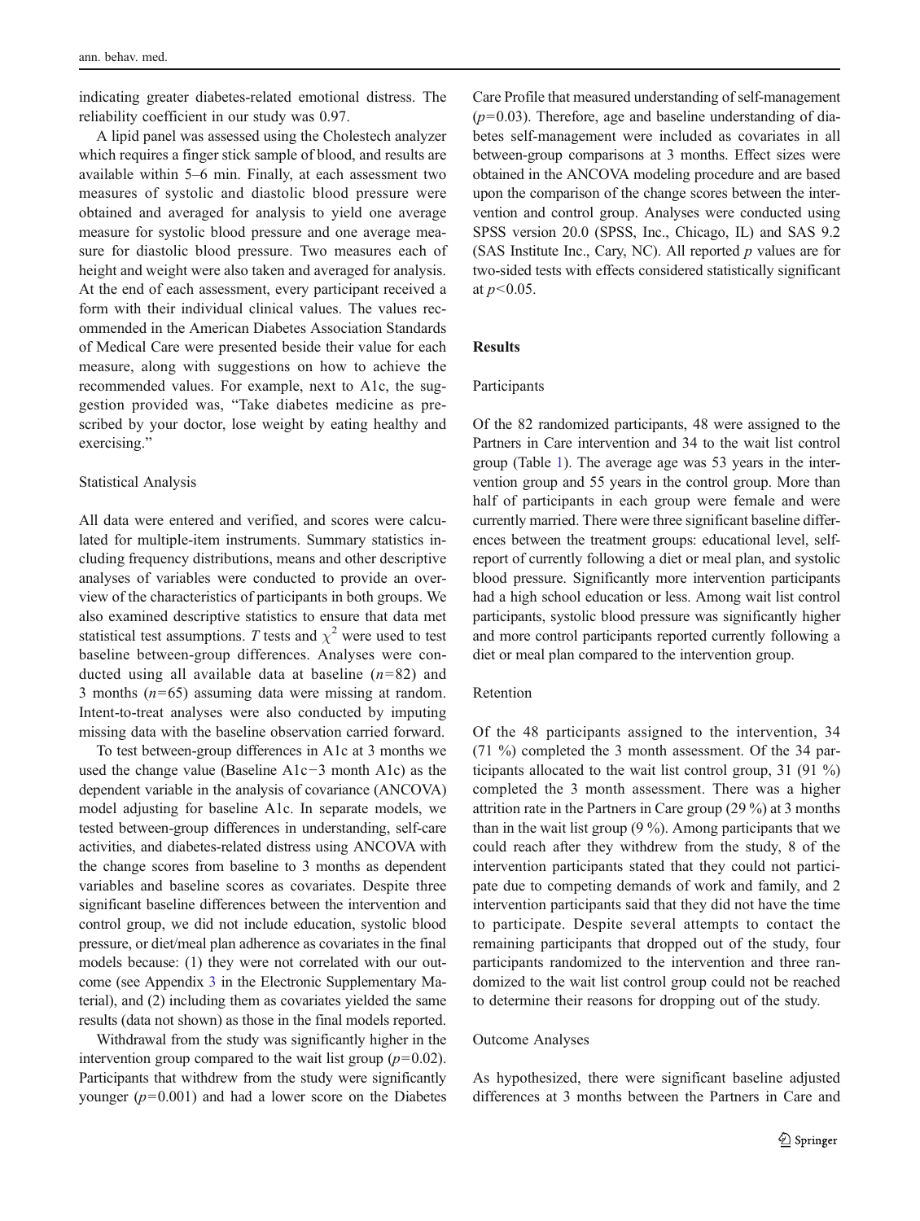indicating greater diabetes-related emotional distress. The reliability coefficient in our study was 0.97.

A lipid panel was assessed using the Cholestech analyzer which requires a finger stick sample of blood, and results are available within 5–6 min. Finally, at each assessment two measures of systolic and diastolic blood pressure were obtained and averaged for analysis to yield one average measure for systolic blood pressure and one average measure for diastolic blood pressure. Two measures each of height and weight were also taken and averaged for analysis. At the end of each assessment, every participant received a form with their individual clinical values. The values recommended in the American Diabetes Association Standards of Medical Care were presented beside their value for each measure, along with suggestions on how to achieve the recommended values. For example, next to A1c, the suggestion provided was, "Take diabetes medicine as prescribed by your doctor, lose weight by eating healthy and exercising."

### Statistical Analysis

All data were entered and verified, and scores were calculated for multiple-item instruments. Summary statistics including frequency distributions, means and other descriptive analyses of variables were conducted to provide an overview of the characteristics of participants in both groups. We also examined descriptive statistics to ensure that data met statistical test assumptions. *T* tests and $\chi^2$ were used to test baseline between-group differences. Analyses were conducted using all available data at baseline ($n=82$) and 3 months ($n=65$) assuming data were missing at random. Intent-to-treat analyses were also conducted by imputing missing data with the baseline observation carried forward.

To test between-group differences in A1c at 3 months we used the change value (Baseline A1c−3 month A1c) as the dependent variable in the analysis of covariance (ANCOVA) model adjusting for baseline A1c. In separate models, we tested between-group differences in understanding, self-care activities, and diabetes-related distress using ANCOVA with the change scores from baseline to 3 months as dependent variables and baseline scores as covariates. Despite three significant baseline differences between the intervention and control group, we did not include education, systolic blood pressure, or diet/meal plan adherence as covariates in the final models because: (1) they were not correlated with our outcome (see Appendix 3 in the Electronic Supplementary Material), and (2) including them as covariates yielded the same results (data not shown) as those in the final models reported.

Withdrawal from the study was significantly higher in the intervention group compared to the wait list group ($p=0.02$). Participants that withdrew from the study were significantly younger ($p=0.001$) and had a lower score on the Diabetes Care Profile that measured understanding of self-management ($p=0.03$). Therefore, age and baseline understanding of diabetes self-management were included as covariates in all between-group comparisons at 3 months. Effect sizes were obtained in the ANCOVA modeling procedure and are based upon the comparison of the change scores between the intervention and control group. Analyses were conducted using SPSS version 20.0 (SPSS, Inc., Chicago, IL) and SAS 9.2 (SAS Institute Inc., Cary, NC). All reported *p* values are for two-sided tests with effects considered statistically significant at $p<0.05$.

## Results

### Participants

Of the 82 randomized participants, 48 were assigned to the Partners in Care intervention and 34 to the wait list control group (Table 1). The average age was 53 years in the intervention group and 55 years in the control group. More than half of participants in each group were female and were currently married. There were three significant baseline differences between the treatment groups: educational level, self-report of currently following a diet or meal plan, and systolic blood pressure. Significantly more intervention participants had a high school education or less. Among wait list control participants, systolic blood pressure was significantly higher and more control participants reported currently following a diet or meal plan compared to the intervention group.

### Retention

Of the 48 participants assigned to the intervention, 34 (71 %) completed the 3 month assessment. Of the 34 participants allocated to the wait list control group, 31 (91 %) completed the 3 month assessment. There was a higher attrition rate in the Partners in Care group (29 %) at 3 months than in the wait list group (9 %). Among participants that we could reach after they withdrew from the study, 8 of the intervention participants stated that they could not participate due to competing demands of work and family, and 2 intervention participants said that they did not have the time to participate. Despite several attempts to contact the remaining participants that dropped out of the study, four participants randomized to the intervention and three randomized to the wait list control group could not be reached to determine their reasons for dropping out of the study.

### Outcome Analyses

As hypothesized, there were significant baseline adjusted differences at 3 months between the Partners in Care and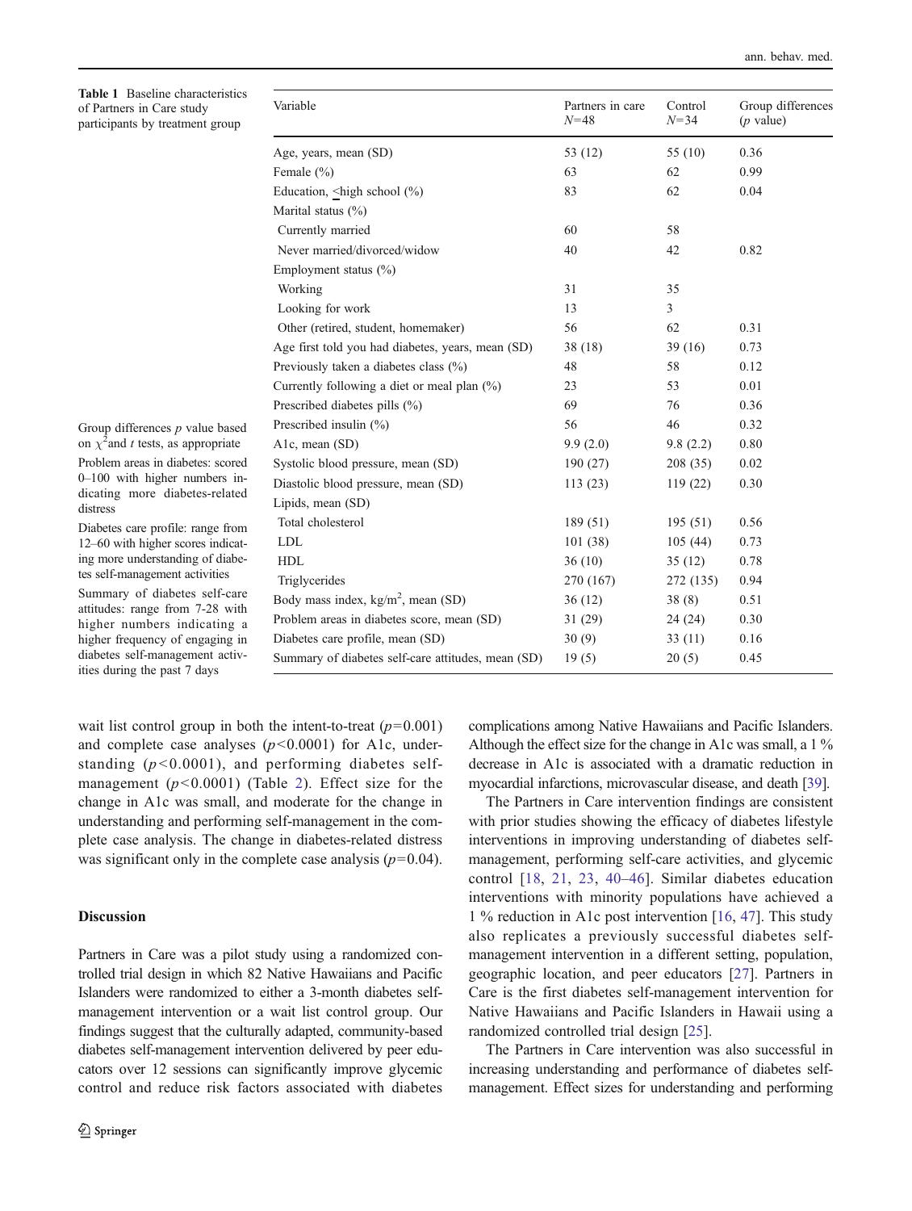**Table 1** Baseline characteristics of Partners in Care study participants by treatment group

| Variable | Partners in care $N$=48 | Control $N$=34 | Group differences ($p$ value) |
|---|---|---|---|
| Age, years, mean (SD) | 53 (12) | 55 (10) | 0.36 |
| Female (%) | 63 | 62 | 0.99 |
| Education, ≤high school (%) | 83 | 62 | 0.04 |
| Marital status (%) | | | |
| Currently married | 60 | 58 | |
| Never married/divorced/widow | 40 | 42 | 0.82 |
| Employment status (%) | | | |
| Working | 31 | 35 | |
| Looking for work | 13 | 3 | |
| Other (retired, student, homemaker) | 56 | 62 | 0.31 |
| Age first told you had diabetes, years, mean (SD) | 38 (18) | 39 (16) | 0.73 |
| Previously taken a diabetes class (%) | 48 | 58 | 0.12 |
| Currently following a diet or meal plan (%) | 23 | 53 | 0.01 |
| Prescribed diabetes pills (%) | 69 | 76 | 0.36 |
| Prescribed insulin (%) | 56 | 46 | 0.32 |
| A1c, mean (SD) | 9.9 (2.0) | 9.8 (2.2) | 0.80 |
| Systolic blood pressure, mean (SD) | 190 (27) | 208 (35) | 0.02 |
| Diastolic blood pressure, mean (SD) | 113 (23) | 119 (22) | 0.30 |
| Lipids, mean (SD) | | | |
| Total cholesterol | 189 (51) | 195 (51) | 0.56 |
| LDL | 101 (38) | 105 (44) | 0.73 |
| HDL | 36 (10) | 35 (12) | 0.78 |
| Triglycerides | 270 (167) | 272 (135) | 0.94 |
| Body mass index, kg/m$^2$, mean (SD) | 36 (12) | 38 (8) | 0.51 |
| Problem areas in diabetes score, mean (SD) | 31 (29) | 24 (24) | 0.30 |
| Diabetes care profile, mean (SD) | 30 (9) | 33 (11) | 0.16 |
| Summary of diabetes self-care attitudes, mean (SD) | 19 (5) | 20 (5) | 0.45 |

Group differences $p$ value based on $\chi^2$ and $t$ tests, as appropriate

Problem areas in diabetes: scored 0–100 with higher numbers indicating more diabetes-related distress

Diabetes care profile: range from 12–60 with higher scores indicating more understanding of diabetes self-management activities

Summary of diabetes self-care attitudes: range from 7-28 with higher numbers indicating a higher frequency of engaging in diabetes self-management activities during the past 7 days

wait list control group in both the intent-to-treat ($p$=0.001) and complete case analyses ($p$<0.0001) for A1c, understanding ($p$<0.0001), and performing diabetes self-management ($p$<0.0001) (Table 2). Effect size for the change in A1c was small, and moderate for the change in understanding and performing self-management in the complete case analysis. The change in diabetes-related distress was significant only in the complete case analysis ($p$=0.04).

## Discussion

Partners in Care was a pilot study using a randomized controlled trial design in which 82 Native Hawaiians and Pacific Islanders were randomized to either a 3-month diabetes self-management intervention or a wait list control group. Our findings suggest that the culturally adapted, community-based diabetes self-management intervention delivered by peer educators over 12 sessions can significantly improve glycemic control and reduce risk factors associated with diabetes complications among Native Hawaiians and Pacific Islanders. Although the effect size for the change in A1c was small, a 1 % decrease in A1c is associated with a dramatic reduction in myocardial infarctions, microvascular disease, and death [39].

The Partners in Care intervention findings are consistent with prior studies showing the efficacy of diabetes lifestyle interventions in improving understanding of diabetes self-management, performing self-care activities, and glycemic control [18, 21, 23, 40–46]. Similar diabetes education interventions with minority populations have achieved a 1 % reduction in A1c post intervention [16, 47]. This study also replicates a previously successful diabetes self-management intervention in a different setting, population, geographic location, and peer educators [27]. Partners in Care is the first diabetes self-management intervention for Native Hawaiians and Pacific Islanders in Hawaii using a randomized controlled trial design [25].

The Partners in Care intervention was also successful in increasing understanding and performance of diabetes self-management. Effect sizes for understanding and performing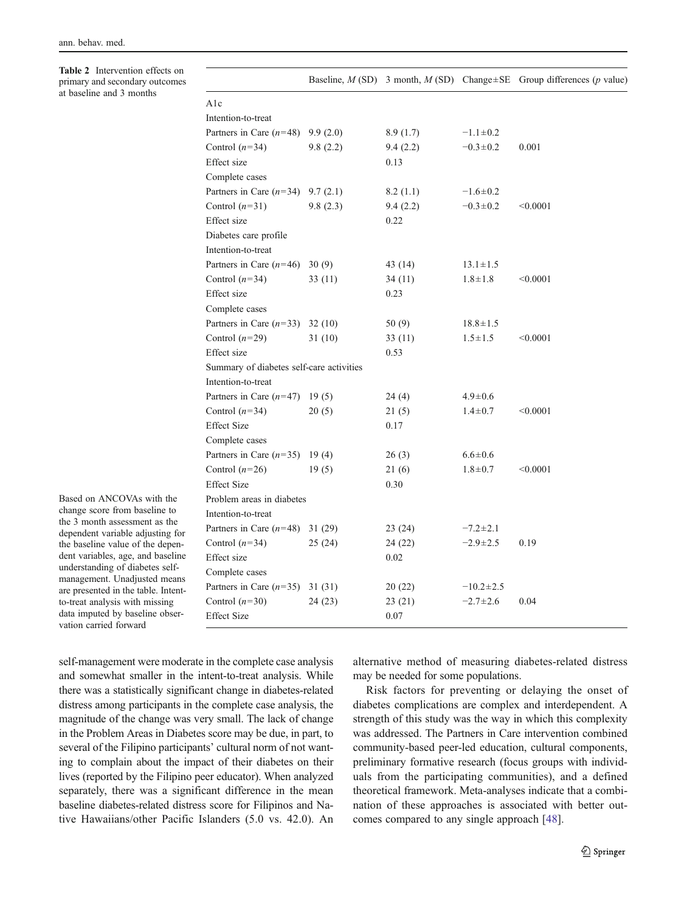**Table 2** Intervention effects on primary and secondary outcomes at baseline and 3 months

| | Baseline, *M* (SD) | 3 month, *M* (SD) | Change±SE | Group differences (*p* value) |
|---|---|---|---|---|
| A1c | | | | |
| Intention-to-treat | | | | |
| Partners in Care (*n*=48) | 9.9 (2.0) | 8.9 (1.7) | −1.1±0.2 | |
| Control (*n*=34) | 9.8 (2.2) | 9.4 (2.2) | −0.3±0.2 | 0.001 |
| Effect size | | 0.13 | | |
| Complete cases | | | | |
| Partners in Care (*n*=34) | 9.7 (2.1) | 8.2 (1.1) | −1.6±0.2 | |
| Control (*n*=31) | 9.8 (2.3) | 9.4 (2.2) | −0.3±0.2 | <0.0001 |
| Effect size | | 0.22 | | |
| Diabetes care profile | | | | |
| Intention-to-treat | | | | |
| Partners in Care (*n*=46) | 30 (9) | 43 (14) | 13.1±1.5 | |
| Control (*n*=34) | 33 (11) | 34 (11) | 1.8±1.8 | <0.0001 |
| Effect size | | 0.23 | | |
| Complete cases | | | | |
| Partners in Care (*n*=33) | 32 (10) | 50 (9) | 18.8±1.5 | |
| Control (*n*=29) | 31 (10) | 33 (11) | 1.5±1.5 | <0.0001 |
| Effect size | | 0.53 | | |
| Summary of diabetes self-care activities | | | | |
| Intention-to-treat | | | | |
| Partners in Care (*n*=47) | 19 (5) | 24 (4) | 4.9±0.6 | |
| Control (*n*=34) | 20 (5) | 21 (5) | 1.4±0.7 | <0.0001 |
| Effect Size | | 0.17 | | |
| Complete cases | | | | |
| Partners in Care (*n*=35) | 19 (4) | 26 (3) | 6.6±0.6 | |
| Control (*n*=26) | 19 (5) | 21 (6) | 1.8±0.7 | <0.0001 |
| Effect Size | | 0.30 | | |
| Problem areas in diabetes | | | | |
| Intention-to-treat | | | | |
| Partners in Care (*n*=48) | 31 (29) | 23 (24) | −7.2±2.1 | |
| Control (*n*=34) | 25 (24) | 24 (22) | −2.9±2.5 | 0.19 |
| Effect size | | 0.02 | | |
| Complete cases | | | | |
| Partners in Care (*n*=35) | 31 (31) | 20 (22) | −10.2±2.5 | |
| Control (*n*=30) | 24 (23) | 23 (21) | −2.7±2.6 | 0.04 |
| Effect Size | | 0.07 | | |

Based on ANCOVAs with the change score from baseline to the 3 month assessment as the dependent variable adjusting for the baseline value of the dependent variables, age, and baseline understanding of diabetes self-management. Unadjusted means are presented in the table. Intent-to-treat analysis with missing data imputed by baseline observation carried forward

self-management were moderate in the complete case analysis and somewhat smaller in the intent-to-treat analysis. While there was a statistically significant change in diabetes-related distress among participants in the complete case analysis, the magnitude of the change was very small. The lack of change in the Problem Areas in Diabetes score may be due, in part, to several of the Filipino participants' cultural norm of not wanting to complain about the impact of their diabetes on their lives (reported by the Filipino peer educator). When analyzed separately, there was a significant difference in the mean baseline diabetes-related distress score for Filipinos and Native Hawaiians/other Pacific Islanders (5.0 vs. 42.0). An alternative method of measuring diabetes-related distress may be needed for some populations.

Risk factors for preventing or delaying the onset of diabetes complications are complex and interdependent. A strength of this study was the way in which this complexity was addressed. The Partners in Care intervention combined community-based peer-led education, cultural components, preliminary formative research (focus groups with individuals from the participating communities), and a defined theoretical framework. Meta-analyses indicate that a combination of these approaches is associated with better outcomes compared to any single approach [48].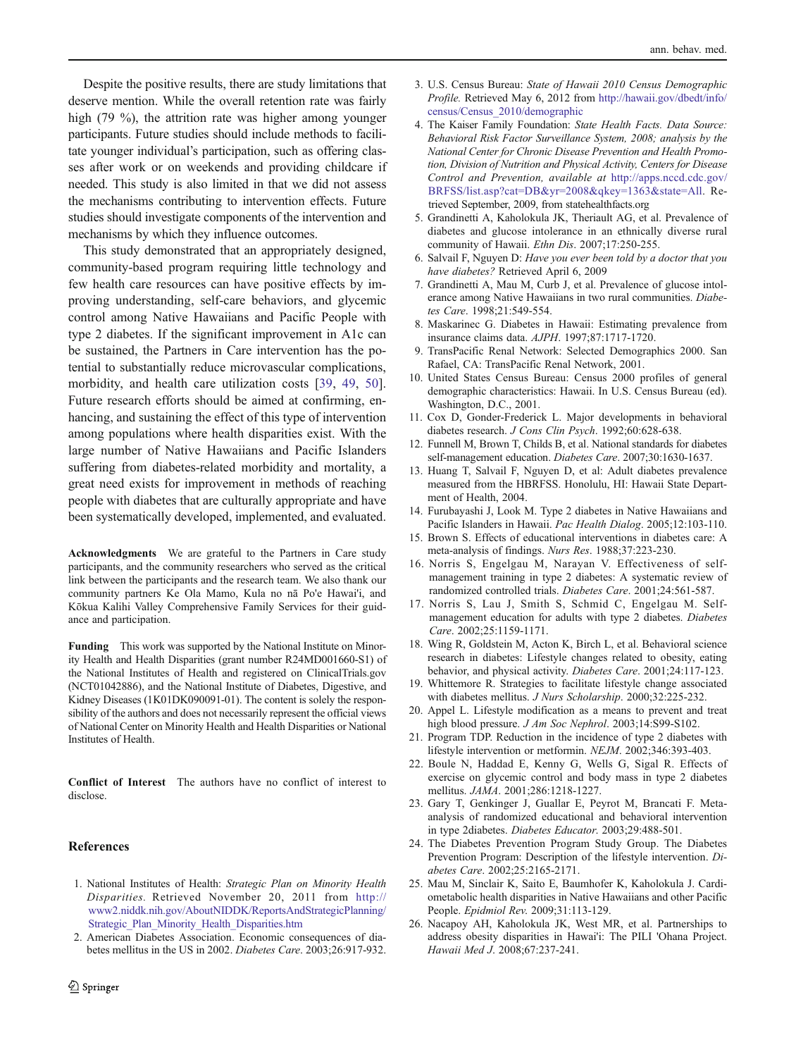Despite the positive results, there are study limitations that deserve mention. While the overall retention rate was fairly high (79 %), the attrition rate was higher among younger participants. Future studies should include methods to facilitate younger individual's participation, such as offering classes after work or on weekends and providing childcare if needed. This study is also limited in that we did not assess the mechanisms contributing to intervention effects. Future studies should investigate components of the intervention and mechanisms by which they influence outcomes.

This study demonstrated that an appropriately designed, community-based program requiring little technology and few health care resources can have positive effects by improving understanding, self-care behaviors, and glycemic control among Native Hawaiians and Pacific People with type 2 diabetes. If the significant improvement in A1c can be sustained, the Partners in Care intervention has the potential to substantially reduce microvascular complications, morbidity, and health care utilization costs [39, 49, 50]. Future research efforts should be aimed at confirming, enhancing, and sustaining the effect of this type of intervention among populations where health disparities exist. With the large number of Native Hawaiians and Pacific Islanders suffering from diabetes-related morbidity and mortality, a great need exists for improvement in methods of reaching people with diabetes that are culturally appropriate and have been systematically developed, implemented, and evaluated.

**Acknowledgments** We are grateful to the Partners in Care study participants, and the community researchers who served as the critical link between the participants and the research team. We also thank our community partners Ke Ola Mamo, Kula no nā Po'e Hawai'i, and Kōkua Kalihi Valley Comprehensive Family Services for their guidance and participation.

**Funding** This work was supported by the National Institute on Minority Health and Health Disparities (grant number R24MD001660-S1) of the National Institutes of Health and registered on ClinicalTrials.gov (NCT01042886), and the National Institute of Diabetes, Digestive, and Kidney Diseases (1K01DK090091-01). The content is solely the responsibility of the authors and does not necessarily represent the official views of National Center on Minority Health and Health Disparities or National Institutes of Health.

**Conflict of Interest** The authors have no conflict of interest to disclose.

## References

1. National Institutes of Health: *Strategic Plan on Minority Health Disparities.* Retrieved November 20, 2011 from http://www2.niddk.nih.gov/AboutNIDDK/ReportsAndStrategicPlanning/Strategic_Plan_Minority_Health_Disparities.htm
2. American Diabetes Association. Economic consequences of diabetes mellitus in the US in 2002. *Diabetes Care*. 2003;26:917-932.
3. U.S. Census Bureau: *State of Hawaii 2010 Census Demographic Profile.* Retrieved May 6, 2012 from http://hawaii.gov/dbedt/info/census/Census_2010/demographic
4. The Kaiser Family Foundation: *State Health Facts. Data Source: Behavioral Risk Factor Surveillance System, 2008; analysis by the National Center for Chronic Disease Prevention and Health Promotion, Division of Nutrition and Physical Activity, Centers for Disease Control and Prevention, available at* http://apps.nccd.cdc.gov/BRFSS/list.asp?cat=DB&yr=2008&qkey=1363&state=All. Retrieved September, 2009, from statehealthfacts.org
5. Grandinetti A, Kaholokula JK, Theriault AG, et al. Prevalence of diabetes and glucose intolerance in an ethnically diverse rural community of Hawaii. *Ethn Dis*. 2007;17:250-255.
6. Salvail F, Nguyen D: *Have you ever been told by a doctor that you have diabetes?* Retrieved April 6, 2009
7. Grandinetti A, Mau M, Curb J, et al. Prevalence of glucose intolerance among Native Hawaiians in two rural communities. *Diabetes Care*. 1998;21:549-554.
8. Maskarinec G. Diabetes in Hawaii: Estimating prevalence from insurance claims data. *AJPH*. 1997;87:1717-1720.
9. TransPacific Renal Network: Selected Demographics 2000. San Rafael, CA: TransPacific Renal Network, 2001.
10. United States Census Bureau: Census 2000 profiles of general demographic characteristics: Hawaii. In U.S. Census Bureau (ed). Washington, D.C., 2001.
11. Cox D, Gonder-Frederick L. Major developments in behavioral diabetes research. *J Cons Clin Psych*. 1992;60:628-638.
12. Funnell M, Brown T, Childs B, et al. National standards for diabetes self-management education. *Diabetes Care*. 2007;30:1630-1637.
13. Huang T, Salvail F, Nguyen D, et al: Adult diabetes prevalence measured from the HBRFSS. Honolulu, HI: Hawaii State Department of Health, 2004.
14. Furubayashi J, Look M. Type 2 diabetes in Native Hawaiians and Pacific Islanders in Hawaii. *Pac Health Dialog*. 2005;12:103-110.
15. Brown S. Effects of educational interventions in diabetes care: A meta-analysis of findings. *Nurs Res*. 1988;37:223-230.
16. Norris S, Engelgau M, Narayan V. Effectiveness of self-management training in type 2 diabetes: A systematic review of randomized controlled trials. *Diabetes Care*. 2001;24:561-587.
17. Norris S, Lau J, Smith S, Schmid C, Engelgau M. Self-management education for adults with type 2 diabetes. *Diabetes Care*. 2002;25:1159-1171.
18. Wing R, Goldstein M, Acton K, Birch L, et al. Behavioral science research in diabetes: Lifestyle changes related to obesity, eating behavior, and physical activity. *Diabetes Care*. 2001;24:117-123.
19. Whittemore R. Strategies to facilitate lifestyle change associated with diabetes mellitus. *J Nurs Scholarship*. 2000;32:225-232.
20. Appel L. Lifestyle modification as a means to prevent and treat high blood pressure. *J Am Soc Nephrol*. 2003;14:S99-S102.
21. Program TDP. Reduction in the incidence of type 2 diabetes with lifestyle intervention or metformin. *NEJM*. 2002;346:393-403.
22. Boule N, Haddad E, Kenny G, Wells G, Sigal R. Effects of exercise on glycemic control and body mass in type 2 diabetes mellitus. *JAMA*. 2001;286:1218-1227.
23. Gary T, Genkinger J, Guallar E, Peyrot M, Brancati F. Meta-analysis of randomized educational and behavioral intervention in type 2diabetes. *Diabetes Educator.* 2003;29:488-501.
24. The Diabetes Prevention Program Study Group. The Diabetes Prevention Program: Description of the lifestyle intervention. *Diabetes Care*. 2002;25:2165-2171.
25. Mau M, Sinclair K, Saito E, Baumhofer K, Kaholokula J. Cardiometabolic health disparities in Native Hawaiians and other Pacific People. *Epidmiol Rev.* 2009;31:113-129.
26. Nacapoy AH, Kaholokula JK, West MR, et al. Partnerships to address obesity disparities in Hawai'i: The PILI 'Ohana Project. *Hawaii Med J*. 2008;67:237-241.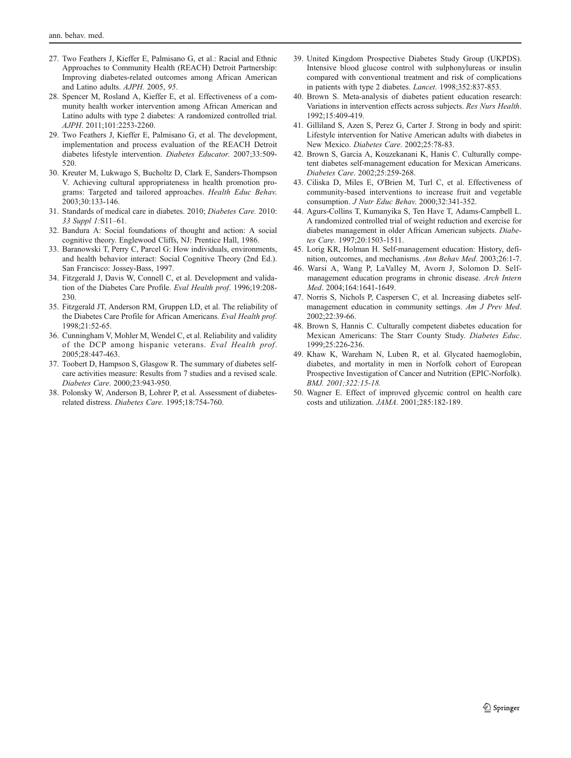27. Two Feathers J, Kieffer E, Palmisano G, et al.: Racial and Ethnic Approaches to Community Health (REACH) Detroit Partnership: Improving diabetes-related outcomes among African American and Latino adults. *AJPH.* 2005, *95*.
28. Spencer M, Rosland A, Kieffer E, et al. Effectiveness of a community health worker intervention among African American and Latino adults with type 2 diabetes: A randomized controlled trial. *AJPH*. 2011;101:2253-2260.
29. Two Feathers J, Kieffer E, Palmisano G, et al. The development, implementation and process evaluation of the REACH Detroit diabetes lifestyle intervention. *Diabetes Educator.* 2007;33:509-520.
30. Kreuter M, Lukwago S, Bucholtz D, Clark E, Sanders-Thompson V. Achieving cultural appropriateness in health promotion programs: Targeted and tailored approaches. *Health Educ Behav.* 2003;30:133-146.
31. Standards of medical care in diabetes. 2010; *Diabetes Care.* 2010: *33 Suppl 1:*S11–61.
32. Bandura A: Social foundations of thought and action: A social cognitive theory. Englewood Cliffs, NJ: Prentice Hall, 1986.
33. Baranowski T, Perry C, Parcel G: How individuals, environments, and health behavior interact: Social Cognitive Theory (2nd Ed.). San Francisco: Jossey-Bass, 1997.
34. Fitzgerald J, Davis W, Connell C, et al. Development and validation of the Diabetes Care Profile. *Eval Health prof*. 1996;19:208-230.
35. Fitzgerald JT, Anderson RM, Gruppen LD, et al. The reliability of the Diabetes Care Profile for African Americans. *Eval Health prof*. 1998;21:52-65.
36. Cunningham V, Mohler M, Wendel C, et al. Reliability and validity of the DCP among hispanic veterans. *Eval Health prof*. 2005;28:447-463.
37. Toobert D, Hampson S, Glasgow R. The summary of diabetes self-care activities measure: Results from 7 studies and a revised scale. *Diabetes Care*. 2000;23:943-950.
38. Polonsky W, Anderson B, Lohrer P, et al. Assessment of diabetes-related distress. *Diabetes Care*. 1995;18:754-760.
39. United Kingdom Prospective Diabetes Study Group (UKPDS). Intensive blood glucose control with sulphonylureas or insulin compared with conventional treatment and risk of complications in patients with type 2 diabetes. *Lancet*. 1998;352:837-853.
40. Brown S. Meta-analysis of diabetes patient education research: Variations in intervention effects across subjects. *Res Nurs Health*. 1992;15:409-419.
41. Gilliland S, Azen S, Perez G, Carter J. Strong in body and spirit: Lifestyle intervention for Native American adults with diabetes in New Mexico. *Diabetes Care*. 2002;25:78-83.
42. Brown S, Garcia A, Kouzekanani K, Hanis C. Culturally competent diabetes self-management education for Mexican Americans. *Diabetes Care*. 2002;25:259-268.
43. Ciliska D, Miles E, O'Brien M, Turl C, et al. Effectiveness of community-based interventions to increase fruit and vegetable consumption. *J Nutr Educ Behav.* 2000;32:341-352.
44. Agurs-Collins T, Kumanyika S, Ten Have T, Adams-Campbell L. A randomized controlled trial of weight reduction and exercise for diabetes management in older African American subjects. *Diabetes Care*. 1997;20:1503-1511.
45. Lorig KR, Holman H. Self-management education: History, definition, outcomes, and mechanisms. *Ann Behav Med*. 2003;26:1-7.
46. Warsi A, Wang P, LaValley M, Avorn J, Solomon D. Self-management education programs in chronic disease. *Arch Intern Med*. 2004;164:1641-1649.
47. Norris S, Nichols P, Caspersen C, et al. Increasing diabetes self-management education in community settings. *Am J Prev Med*. 2002;22:39-66.
48. Brown S, Hannis C. Culturally competent diabetes education for Mexican Americans: The Starr County Study. *Diabetes Educ*. 1999;25:226-236.
49. Khaw K, Wareham N, Luben R, et al. Glycated haemoglobin, diabetes, and mortality in men in Norfolk cohort of European Prospective Investigation of Cancer and Nutrition (EPIC-Norfolk). *BMJ. 2001;322:15-18.*
50. Wagner E. Effect of improved glycemic control on health care costs and utilization. *JAMA*. 2001;285:182-189.